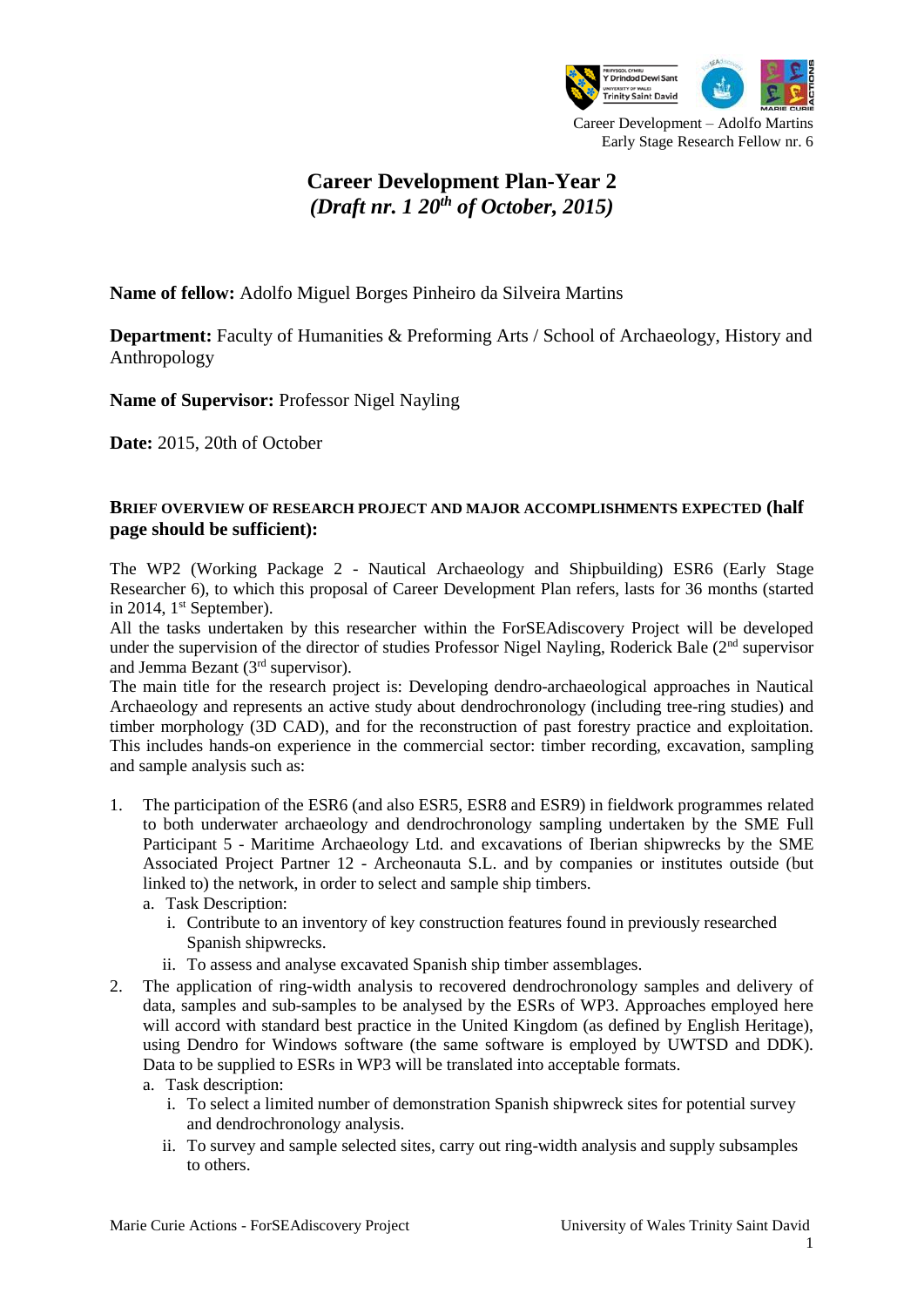# Career Development Plan-Year 2

***(Draft nr. 1 20th of October, 2015)***

**Name of fellow:** Adolfo Miguel Borges Pinheiro da Silveira Martins

**Department:** Faculty of Humanities & Preforming Arts / School of Archaeology, History and Anthropology

**Name of Supervisor:** Professor Nigel Nayling

**Date:** 2015, 20th of October

### BRIEF OVERVIEW OF RESEARCH PROJECT AND MAJOR ACCOMPLISHMENTS EXPECTED (half page should be sufficient):

The WP2 (Working Package 2 - Nautical Archaeology and Shipbuilding) ESR6 (Early Stage Researcher 6), to which this proposal of Career Development Plan refers, lasts for 36 months (started in 2014, 1st September).

All the tasks undertaken by this researcher within the ForSEAdiscovery Project will be developed under the supervision of the director of studies Professor Nigel Nayling, Roderick Bale (2nd supervisor and Jemma Bezant (3rd supervisor).

The main title for the research project is: Developing dendro-archaeological approaches in Nautical Archaeology and represents an active study about dendrochronology (including tree-ring studies) and timber morphology (3D CAD), and for the reconstruction of past forestry practice and exploitation. This includes hands-on experience in the commercial sector: timber recording, excavation, sampling and sample analysis such as:

1. The participation of the ESR6 (and also ESR5, ESR8 and ESR9) in fieldwork programmes related to both underwater archaeology and dendrochronology sampling undertaken by the SME Full Participant 5 - Maritime Archaeology Ltd. and excavations of Iberian shipwrecks by the SME Associated Project Partner 12 - Archeonauta S.L. and by companies or institutes outside (but linked to) the network, in order to select and sample ship timbers.
   a. Task Description:
      i. Contribute to an inventory of key construction features found in previously researched Spanish shipwrecks.
      ii. To assess and analyse excavated Spanish ship timber assemblages.
2. The application of ring-width analysis to recovered dendrochronology samples and delivery of data, samples and sub-samples to be analysed by the ESRs of WP3. Approaches employed here will accord with standard best practice in the United Kingdom (as defined by English Heritage), using Dendro for Windows software (the same software is employed by UWTSD and DDK). Data to be supplied to ESRs in WP3 will be translated into acceptable formats.
   a. Task description:
      i. To select a limited number of demonstration Spanish shipwreck sites for potential survey and dendrochronology analysis.
      ii. To survey and sample selected sites, carry out ring-width analysis and supply subsamples to others.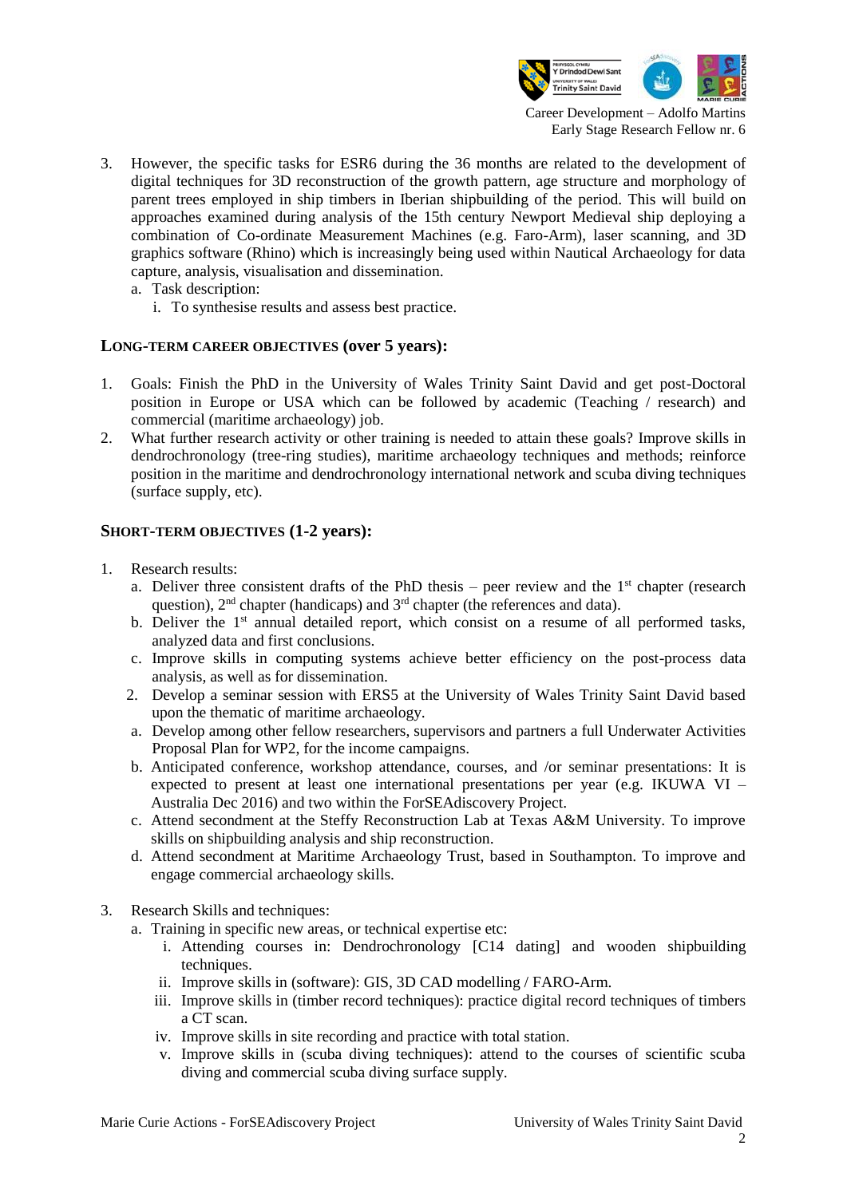3. However, the specific tasks for ESR6 during the 36 months are related to the development of digital techniques for 3D reconstruction of the growth pattern, age structure and morphology of parent trees employed in ship timbers in Iberian shipbuilding of the period. This will build on approaches examined during analysis of the 15th century Newport Medieval ship deploying a combination of Co-ordinate Measurement Machines (e.g. Faro-Arm), laser scanning, and 3D graphics software (Rhino) which is increasingly being used within Nautical Archaeology for data capture, analysis, visualisation and dissemination.
   a. Task description:
      i. To synthesise results and assess best practice.

## LONG-TERM CAREER OBJECTIVES (over 5 years):

1. Goals: Finish the PhD in the University of Wales Trinity Saint David and get post-Doctoral position in Europe or USA which can be followed by academic (Teaching / research) and commercial (maritime archaeology) job.
2. What further research activity or other training is needed to attain these goals? Improve skills in dendrochronology (tree-ring studies), maritime archaeology techniques and methods; reinforce position in the maritime and dendrochronology international network and scuba diving techniques (surface supply, etc).

## SHORT-TERM OBJECTIVES (1-2 years):

1. Research results:
   a. Deliver three consistent drafts of the PhD thesis – peer review and the 1st chapter (research question), 2nd chapter (handicaps) and 3rd chapter (the references and data).
   b. Deliver the 1st annual detailed report, which consist on a resume of all performed tasks, analyzed data and first conclusions.
   c. Improve skills in computing systems achieve better efficiency on the post-process data analysis, as well as for dissemination.
   2. Develop a seminar session with ERS5 at the University of Wales Trinity Saint David based upon the thematic of maritime archaeology.
   a. Develop among other fellow researchers, supervisors and partners a full Underwater Activities Proposal Plan for WP2, for the income campaigns.
   b. Anticipated conference, workshop attendance, courses, and /or seminar presentations: It is expected to present at least one international presentations per year (e.g. IKUWA VI – Australia Dec 2016) and two within the ForSEAdiscovery Project.
   c. Attend secondment at the Steffy Reconstruction Lab at Texas A&M University. To improve skills on shipbuilding analysis and ship reconstruction.
   d. Attend secondment at Maritime Archaeology Trust, based in Southampton. To improve and engage commercial archaeology skills.
3. Research Skills and techniques:
   a. Training in specific new areas, or technical expertise etc:
      i. Attending courses in: Dendrochronology [C14 dating] and wooden shipbuilding techniques.
      ii. Improve skills in (software): GIS, 3D CAD modelling / FARO-Arm.
      iii. Improve skills in (timber record techniques): practice digital record techniques of timbers a CT scan.
      iv. Improve skills in site recording and practice with total station.
      v. Improve skills in (scuba diving techniques): attend to the courses of scientific scuba diving and commercial scuba diving surface supply.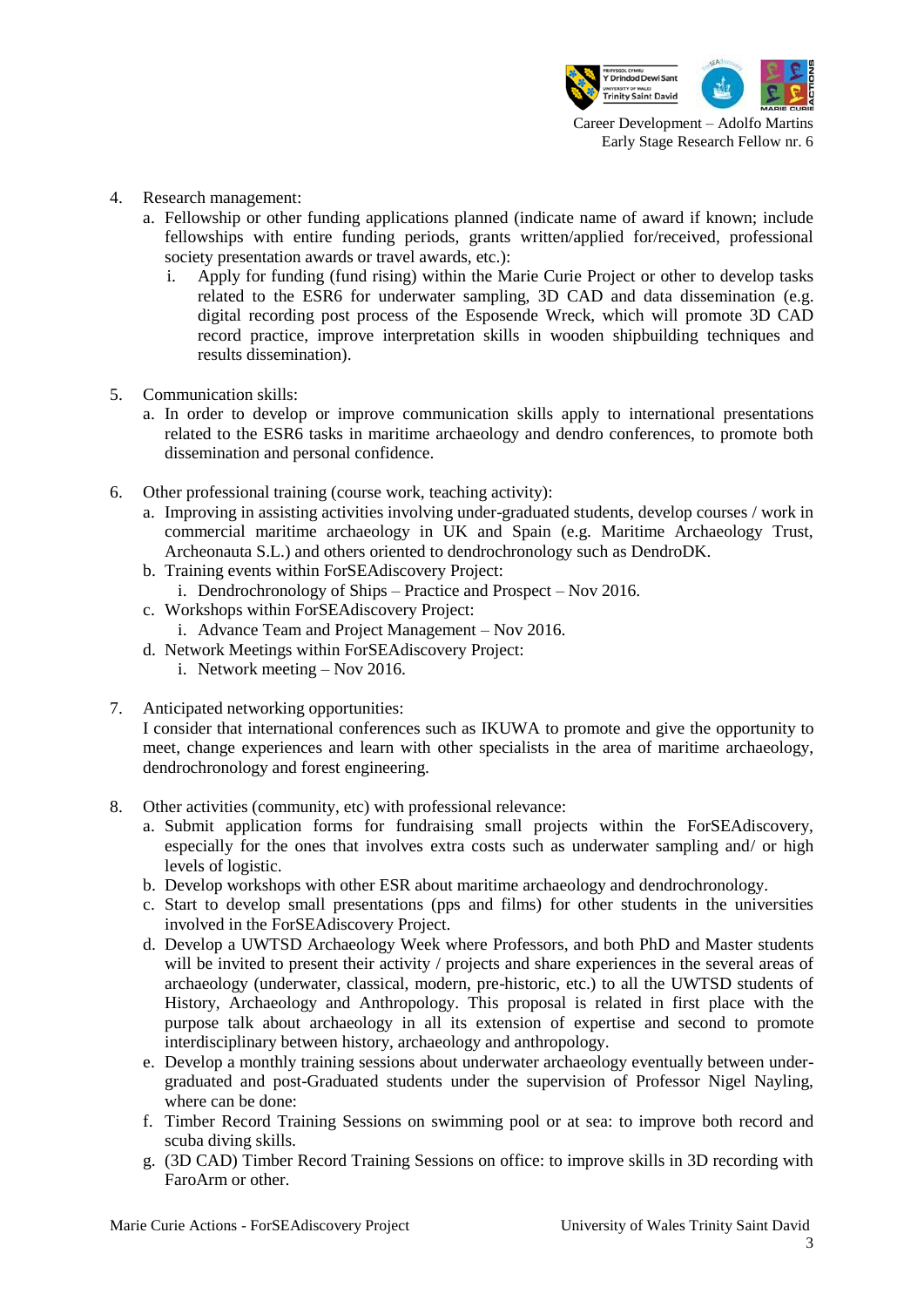4. Research management:
   a. Fellowship or other funding applications planned (indicate name of award if known; include fellowships with entire funding periods, grants written/applied for/received, professional society presentation awards or travel awards, etc.):
      i. Apply for funding (fund rising) within the Marie Curie Project or other to develop tasks related to the ESR6 for underwater sampling, 3D CAD and data dissemination (e.g. digital recording post process of the Esposende Wreck, which will promote 3D CAD record practice, improve interpretation skills in wooden shipbuilding techniques and results dissemination).

5. Communication skills:
   a. In order to develop or improve communication skills apply to international presentations related to the ESR6 tasks in maritime archaeology and dendro conferences, to promote both dissemination and personal confidence.

6. Other professional training (course work, teaching activity):
   a. Improving in assisting activities involving under-graduated students, develop courses / work in commercial maritime archaeology in UK and Spain (e.g. Maritime Archaeology Trust, Archeonauta S.L.) and others oriented to dendrochronology such as DendroDK.
   b. Training events within ForSEAdiscovery Project:
      i. Dendrochronology of Ships – Practice and Prospect – Nov 2016.
   c. Workshops within ForSEAdiscovery Project:
      i. Advance Team and Project Management – Nov 2016.
   d. Network Meetings within ForSEAdiscovery Project:
      i. Network meeting – Nov 2016.

7. Anticipated networking opportunities:
   I consider that international conferences such as IKUWA to promote and give the opportunity to meet, change experiences and learn with other specialists in the area of maritime archaeology, dendrochronology and forest engineering.

8. Other activities (community, etc) with professional relevance:
   a. Submit application forms for fundraising small projects within the ForSEAdiscovery, especially for the ones that involves extra costs such as underwater sampling and/ or high levels of logistic.
   b. Develop workshops with other ESR about maritime archaeology and dendrochronology.
   c. Start to develop small presentations (pps and films) for other students in the universities involved in the ForSEAdiscovery Project.
   d. Develop a UWTSD Archaeology Week where Professors, and both PhD and Master students will be invited to present their activity / projects and share experiences in the several areas of archaeology (underwater, classical, modern, pre-historic, etc.) to all the UWTSD students of History, Archaeology and Anthropology. This proposal is related in first place with the purpose talk about archaeology in all its extension of expertise and second to promote interdisciplinary between history, archaeology and anthropology.
   e. Develop a monthly training sessions about underwater archaeology eventually between under-graduated and post-Graduated students under the supervision of Professor Nigel Nayling, where can be done:
   f. Timber Record Training Sessions on swimming pool or at sea: to improve both record and scuba diving skills.
   g. (3D CAD) Timber Record Training Sessions on office: to improve skills in 3D recording with FaroArm or other.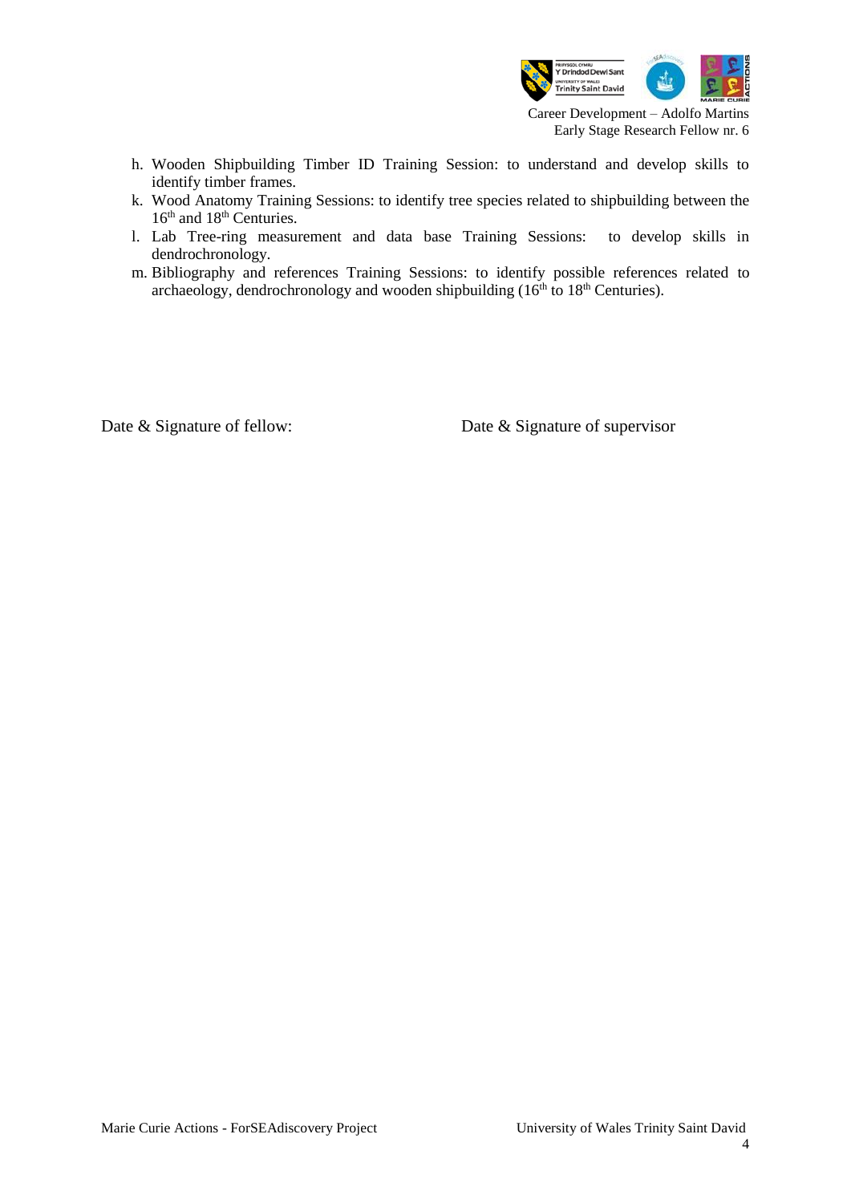h. Wooden Shipbuilding Timber ID Training Session: to understand and develop skills to identify timber frames.
k. Wood Anatomy Training Sessions: to identify tree species related to shipbuilding between the 16th and 18th Centuries.
l. Lab Tree-ring measurement and data base Training Sessions: to develop skills in dendrochronology.
m. Bibliography and references Training Sessions: to identify possible references related to archaeology, dendrochronology and wooden shipbuilding (16th to 18th Centuries).

Date & Signature of fellow: Date & Signature of supervisor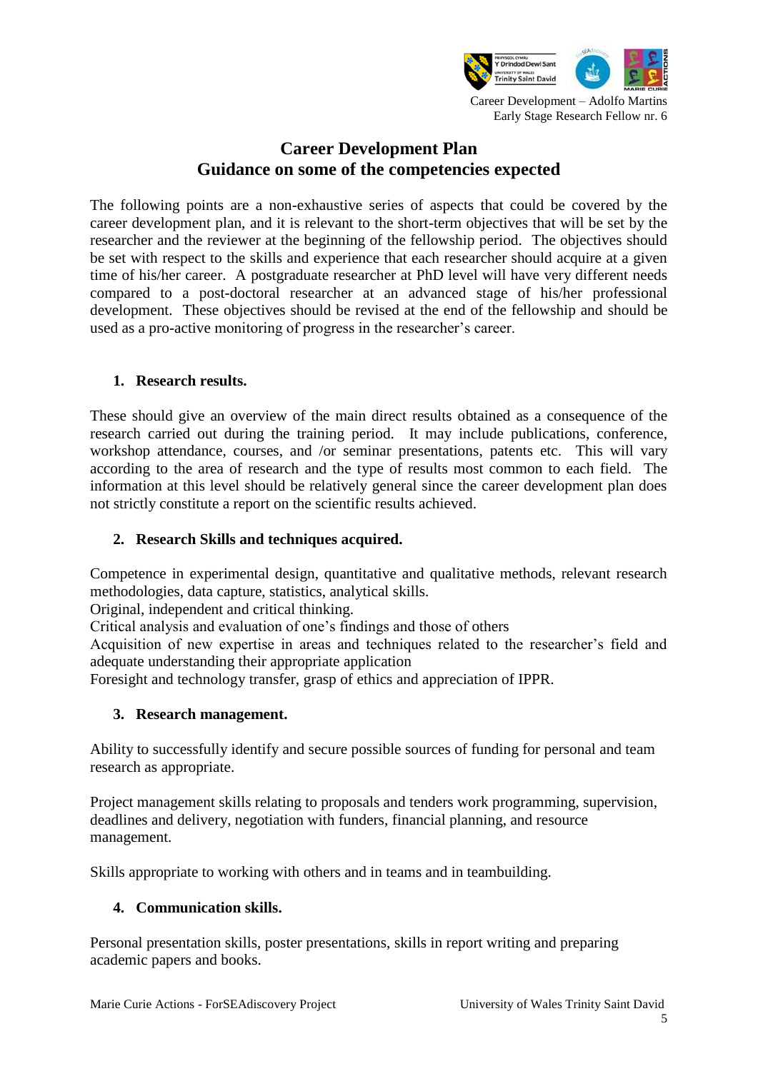# Career Development Plan
## Guidance on some of the competencies expected

The following points are a non-exhaustive series of aspects that could be covered by the career development plan, and it is relevant to the short-term objectives that will be set by the researcher and the reviewer at the beginning of the fellowship period. The objectives should be set with respect to the skills and experience that each researcher should acquire at a given time of his/her career. A postgraduate researcher at PhD level will have very different needs compared to a post-doctoral researcher at an advanced stage of his/her professional development. These objectives should be revised at the end of the fellowship and should be used as a pro-active monitoring of progress in the researcher's career.

### 1. Research results.

These should give an overview of the main direct results obtained as a consequence of the research carried out during the training period. It may include publications, conference, workshop attendance, courses, and /or seminar presentations, patents etc. This will vary according to the area of research and the type of results most common to each field. The information at this level should be relatively general since the career development plan does not strictly constitute a report on the scientific results achieved.

### 2. Research Skills and techniques acquired.

Competence in experimental design, quantitative and qualitative methods, relevant research methodologies, data capture, statistics, analytical skills.
Original, independent and critical thinking.
Critical analysis and evaluation of one's findings and those of others
Acquisition of new expertise in areas and techniques related to the researcher's field and adequate understanding their appropriate application
Foresight and technology transfer, grasp of ethics and appreciation of IPPR.

### 3. Research management.

Ability to successfully identify and secure possible sources of funding for personal and team research as appropriate.

Project management skills relating to proposals and tenders work programming, supervision, deadlines and delivery, negotiation with funders, financial planning, and resource management.

Skills appropriate to working with others and in teams and in teambuilding.

### 4. Communication skills.

Personal presentation skills, poster presentations, skills in report writing and preparing academic papers and books.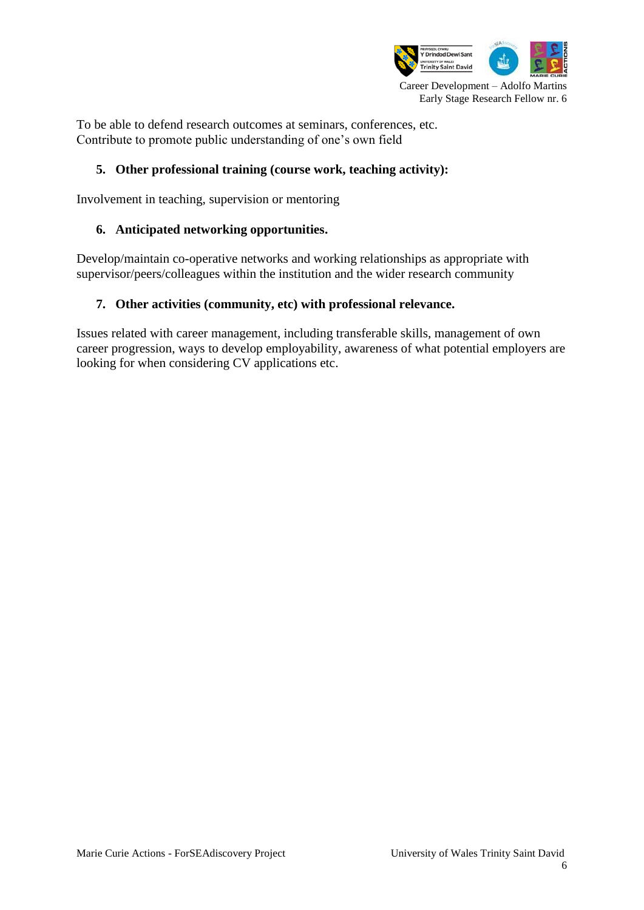To be able to defend research outcomes at seminars, conferences, etc.
Contribute to promote public understanding of one's own field

5. **Other professional training (course work, teaching activity):**

Involvement in teaching, supervision or mentoring

6. **Anticipated networking opportunities.**

Develop/maintain co-operative networks and working relationships as appropriate with supervisor/peers/colleagues within the institution and the wider research community

7. **Other activities (community, etc) with professional relevance.**

Issues related with career management, including transferable skills, management of own career progression, ways to develop employability, awareness of what potential employers are looking for when considering CV applications etc.